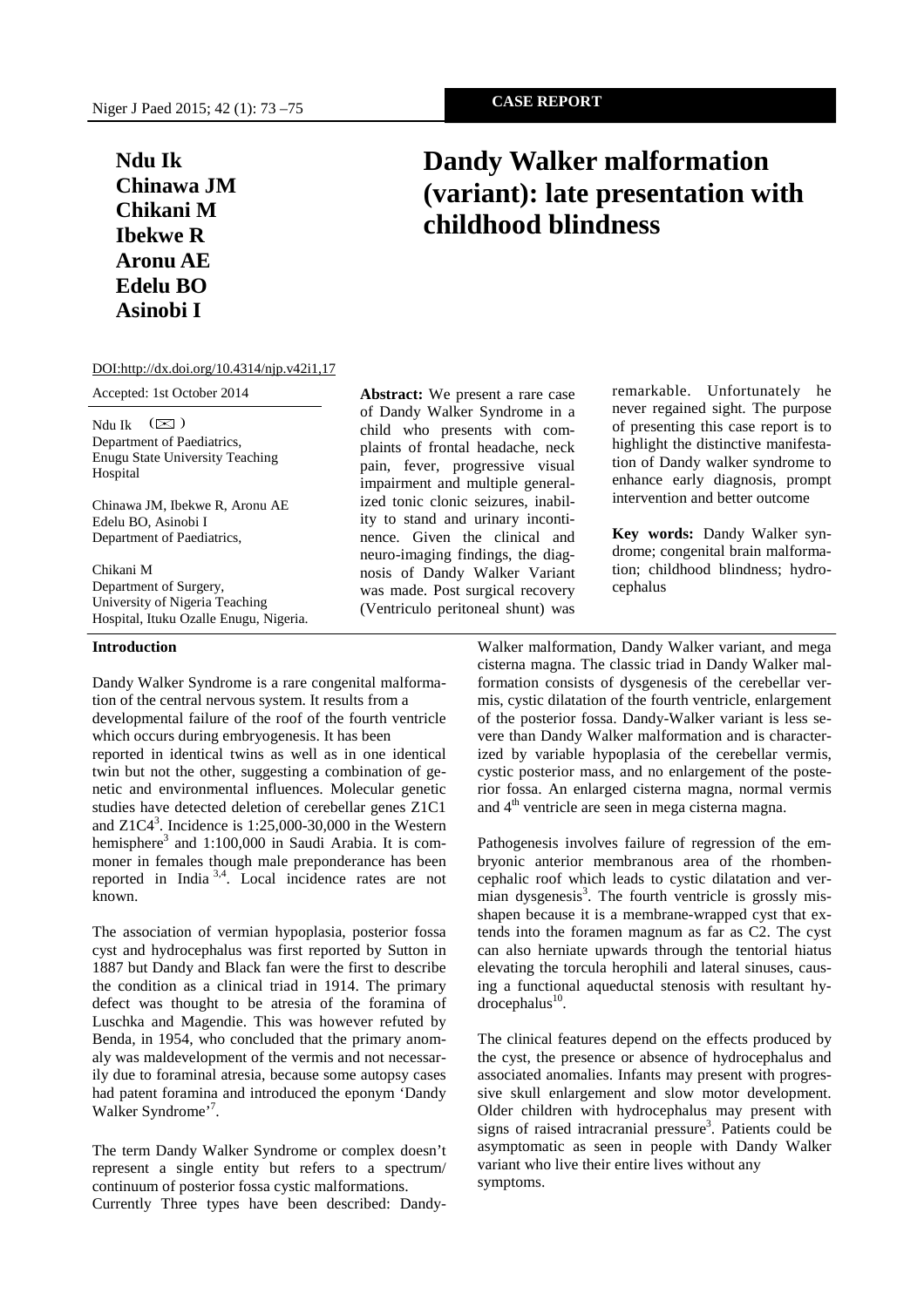CASE REPORT

# Dandy Walker malformation (variant): late presentation with childhood blindness

**Ndu Ik**
**Chinawa JM**
**Chikani M**
**Ibekwe R**
**Aronu AE**
**Edelu BO**
**Asinobi I**

DOI:http://dx.doi.org/10.4314/njp.v42i1,17

Accepted: 1st October 2014

Ndu Ik (✉)
Department of Paediatrics,
Enugu State University Teaching Hospital

Chinawa JM, Ibekwe R, Aronu AE
Edelu BO, Asinobi I
Department of Paediatrics,

Chikani M
Department of Surgery,
University of Nigeria Teaching Hospital, Ituku Ozalle Enugu, Nigeria.

**Abstract:** We present a rare case of Dandy Walker Syndrome in a child who presents with complaints of frontal headache, neck pain, fever, progressive visual impairment and multiple generalized tonic clonic seizures, inability to stand and urinary incontinence. Given the clinical and neuro-imaging findings, the diagnosis of Dandy Walker Variant was made. Post surgical recovery (Ventriculo peritoneal shunt) was remarkable. Unfortunately he never regained sight. The purpose of presenting this case report is to highlight the distinctive manifestation of Dandy walker syndrome to enhance early diagnosis, prompt intervention and better outcome

**Key words:** Dandy Walker syndrome; congenital brain malformation; childhood blindness; hydrocephalus

## Introduction

Dandy Walker Syndrome is a rare congenital malformation of the central nervous system. It results from a developmental failure of the roof of the fourth ventricle which occurs during embryogenesis. It has been reported in identical twins as well as in one identical twin but not the other, suggesting a combination of genetic and environmental influences. Molecular genetic studies have detected deletion of cerebellar genes Z1C1 and Z1C4[3]. Incidence is 1:25,000-30,000 in the Western hemisphere[3] and 1:100,000 in Saudi Arabia. It is commoner in females though male preponderance has been reported in India [3,4]. Local incidence rates are not known.

The association of vermian hypoplasia, posterior fossa cyst and hydrocephalus was first reported by Sutton in 1887 but Dandy and Black fan were the first to describe the condition as a clinical triad in 1914. The primary defect was thought to be atresia of the foramina of Luschka and Magendie. This was however refuted by Benda, in 1954, who concluded that the primary anomaly was maldevelopment of the vermis and not necessarily due to foraminal atresia, because some autopsy cases had patent foramina and introduced the eponym 'Dandy Walker Syndrome'[7].

The term Dandy Walker Syndrome or complex doesn't represent a single entity but refers to a spectrum/ continuum of posterior fossa cystic malformations. Currently Three types have been described: Dandy-Walker malformation, Dandy Walker variant, and mega cisterna magna. The classic triad in Dandy Walker malformation consists of dysgenesis of the cerebellar vermis, cystic dilatation of the fourth ventricle, enlargement of the posterior fossa. Dandy-Walker variant is less severe than Dandy Walker malformation and is characterized by variable hypoplasia of the cerebellar vermis, cystic posterior mass, and no enlargement of the posterior fossa. An enlarged cisterna magna, normal vermis and 4th ventricle are seen in mega cisterna magna.

Pathogenesis involves failure of regression of the embryonic anterior membranous area of the rhombencephalic roof which leads to cystic dilatation and vermian dysgenesis[3]. The fourth ventricle is grossly misshapen because it is a membrane-wrapped cyst that extends into the foramen magnum as far as C2. The cyst can also herniate upwards through the tentorial hiatus elevating the torcula herophili and lateral sinuses, causing a functional aqueductal stenosis with resultant hydrocephalus[10].

The clinical features depend on the effects produced by the cyst, the presence or absence of hydrocephalus and associated anomalies. Infants may present with progressive skull enlargement and slow motor development. Older children with hydrocephalus may present with signs of raised intracranial pressure[3]. Patients could be asymptomatic as seen in people with Dandy Walker variant who live their entire lives without any symptoms.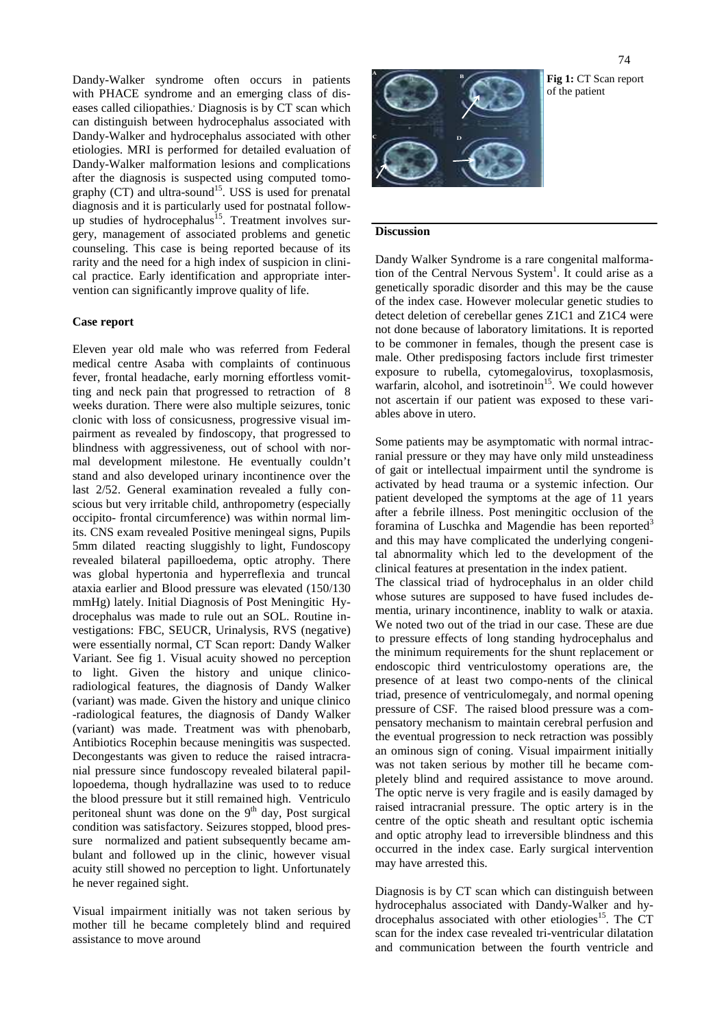Dandy-Walker syndrome often occurs in patients with PHACE syndrome and an emerging class of diseases called ciliopathies., Diagnosis is by CT scan which can distinguish between hydrocephalus associated with Dandy-Walker and hydrocephalus associated with other etiologies. MRI is performed for detailed evaluation of Dandy-Walker malformation lesions and complications after the diagnosis is suspected using computed tomography (CT) and ultra-sound[15]. USS is used for prenatal diagnosis and it is particularly used for postnatal follow-up studies of hydrocephalus[15]. Treatment involves surgery, management of associated problems and genetic counseling. This case is being reported because of its rarity and the need for a high index of suspicion in clinical practice. Early identification and appropriate intervention can significantly improve quality of life.

## Case report

Eleven year old male who was referred from Federal medical centre Asaba with complaints of continuous fever, frontal headache, early morning effortless vomitting and neck pain that progressed to retraction of 8 weeks duration. There were also multiple seizures, tonic clonic with loss of consicusness, progressive visual impairment as revealed by findoscopy, that progressed to blindness with aggressiveness, out of school with normal development milestone. He eventually couldn't stand and also developed urinary incontinence over the last 2/52. General examination revealed a fully conscious but very irritable child, anthropometry (especially occipito- frontal circumference) was within normal limits. CNS exam revealed Positive meningeal signs, Pupils 5mm dilated reacting sluggishly to light, Fundoscopy revealed bilateral papilloedema, optic atrophy. There was global hypertonia and hyperreflexia and truncal ataxia earlier and Blood pressure was elevated (150/130 mmHg) lately. Initial Diagnosis of Post Meningitic Hydrocephalus was made to rule out an SOL. Routine investigations: FBC, SEUCR, Urinalysis, RVS (negative) were essentially normal, CT Scan report: Dandy Walker Variant. See fig 1. Visual acuity showed no perception to light. Given the history and unique clinico-radiological features, the diagnosis of Dandy Walker (variant) was made. Given the history and unique clinico -radiological features, the diagnosis of Dandy Walker (variant) was made. Treatment was with phenobarb, Antibiotics Rocephin because meningitis was suspected. Decongestants was given to reduce the raised intracranial pressure since fundoscopy revealed bilateral papillopoedema, though hydrallazine was used to to reduce the blood pressure but it still remained high. Ventriculo peritoneal shunt was done on the 9[th] day, Post surgical condition was satisfactory. Seizures stopped, blood pressure normalized and patient subsequently became ambulant and followed up in the clinic, however visual acuity still showed no perception to light. Unfortunately he never regained sight.

Visual impairment initially was not taken serious by mother till he became completely blind and required assistance to move around

**Fig 1:** CT Scan report of the patient

## Discussion

Dandy Walker Syndrome is a rare congenital malformation of the Central Nervous System[1]. It could arise as a genetically sporadic disorder and this may be the cause of the index case. However molecular genetic studies to detect deletion of cerebellar genes Z1C1 and Z1C4 were not done because of laboratory limitations. It is reported to be commoner in females, though the present case is male. Other predisposing factors include first trimester exposure to rubella, cytomegalovirus, toxoplasmosis, warfarin, alcohol, and isotretinoin[15]. We could however not ascertain if our patient was exposed to these variables above in utero.

Some patients may be asymptomatic with normal intracranial pressure or they may have only mild unsteadiness of gait or intellectual impairment until the syndrome is activated by head trauma or a systemic infection. Our patient developed the symptoms at the age of 11 years after a febrile illness. Post meningitic occlusion of the foramina of Luschka and Magendie has been reported[3] and this may have complicated the underlying congenital abnormality which led to the development of the clinical features at presentation in the index patient.

The classical triad of hydrocephalus in an older child whose sutures are supposed to have fused includes dementia, urinary incontinence, inablity to walk or ataxia. We noted two out of the triad in our case. These are due to pressure effects of long standing hydrocephalus and the minimum requirements for the shunt replacement or endoscopic third ventriculostomy operations are, the presence of at least two compo-nents of the clinical triad, presence of ventriculomegaly, and normal opening pressure of CSF. The raised blood pressure was a compensatory mechanism to maintain cerebral perfusion and the eventual progression to neck retraction was possibly an ominous sign of coning. Visual impairment initially was not taken serious by mother till he became completely blind and required assistance to move around. The optic nerve is very fragile and is easily damaged by raised intracranial pressure. The optic artery is in the centre of the optic sheath and resultant optic ischemia and optic atrophy lead to irreversible blindness and this occurred in the index case. Early surgical intervention may have arrested this.

Diagnosis is by CT scan which can distinguish between hydrocephalus associated with Dandy-Walker and hydrocephalus associated with other etiologies[15]. The CT scan for the index case revealed tri-ventricular dilatation and communication between the fourth ventricle and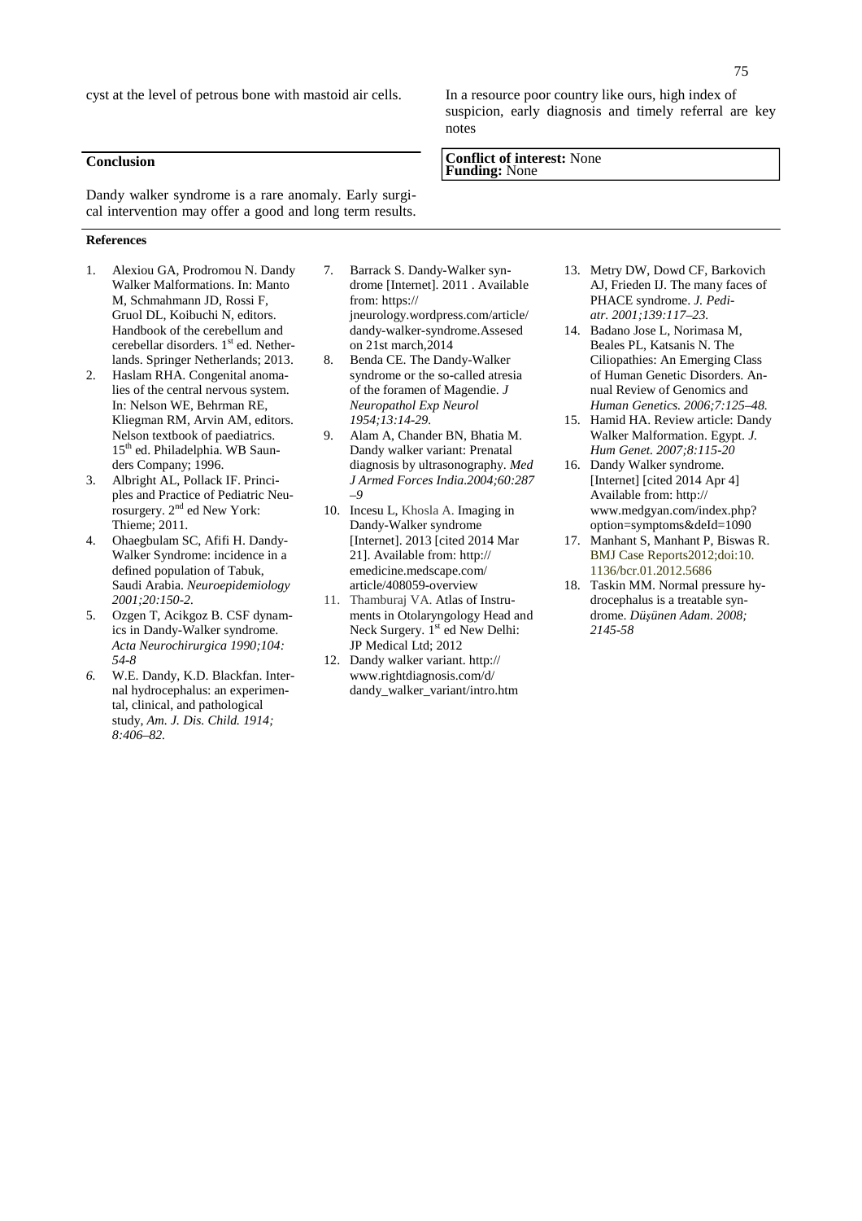cyst at the level of petrous bone with mastoid air cells.

## Conclusion

Dandy walker syndrome is a rare anomaly. Early surgical intervention may offer a good and long term results.

In a resource poor country like ours, high index of suspicion, early diagnosis and timely referral are key notes

**Conflict of interest:** None
**Funding:** None

### References

1. Alexiou GA, Prodromou N. Dandy Walker Malformations. In: Manto M, Schmahmann JD, Rossi F, Gruol DL, Koibuchi N, editors. Handbook of the cerebellum and cerebellar disorders. 1st ed. Netherlands. Springer Netherlands; 2013.
2. Haslam RHA. Congenital anomalies of the central nervous system. In: Nelson WE, Behrman RE, Kliegman RM, Arvin AM, editors. Nelson textbook of paediatrics. 15th ed. Philadelphia. WB Saunders Company; 1996.
3. Albright AL, Pollack IF. Principles and Practice of Pediatric Neurosurgery. 2nd ed New York: Thieme; 2011.
4. Ohaegbulam SC, Afifi H. Dandy-Walker Syndrome: incidence in a defined population of Tabuk, Saudi Arabia. *Neuroepidemiology 2001;20:150-2*.
5. Ozgen T, Acikgoz B. CSF dynamics in Dandy-Walker syndrome. *Acta Neurochirurgica 1990;104: 54-8*
6. W.E. Dandy, K.D. Blackfan. Internal hydrocephalus: an experimental, clinical, and pathological study, *Am. J. Dis. Child. 1914; 8:406–82.*
7. Barrack S. Dandy-Walker syndrome [Internet]. 2011 . Available from: https:// jneurology.wordpress.com/article/ dandy-walker-syndrome.Assesed on 21st march,2014
8. Benda CE. The Dandy-Walker syndrome or the so-called atresia of the foramen of Magendie. *J Neuropathol Exp Neurol 1954;13:14-29*.
9. Alam A, Chander BN, Bhatia M. Dandy walker variant: Prenatal diagnosis by ultrasonography. *Med J Armed Forces India.2004;60:287 –9*
10. Incesu L, Khosla A. Imaging in Dandy-Walker syndrome [Internet]. 2013 [cited 2014 Mar 21]. Available from: http:// emedicine.medscape.com/ article/408059-overview
11. Thamburaj VA. Atlas of Instruments in Otolaryngology Head and Neck Surgery. 1st ed New Delhi: JP Medical Ltd; 2012
12. Dandy walker variant. http:// www.rightdiagnosis.com/d/ dandy_walker_variant/intro.htm
13. Metry DW, Dowd CF, Barkovich AJ, Frieden IJ. The many faces of PHACE syndrome. *J. Pediatr. 2001;139:117–23.*
14. Badano Jose L, Norimasa M, Beales PL, Katsanis N. The Ciliopathies: An Emerging Class of Human Genetic Disorders. Annual Review of Genomics and *Human Genetics. 2006;7:125–48.*
15. Hamid HA. Review article: Dandy Walker Malformation. Egypt. *J. Hum Genet. 2007;8:115-20*
16. Dandy Walker syndrome. [Internet] [cited 2014 Apr 4] Available from: http:// www.medgyan.com/index.php? option=symptoms&deId=1090
17. Manhant S, Manhant P, Biswas R. BMJ Case Reports2012;doi:10. 1136/bcr.01.2012.5686
18. Taskin MM. Normal pressure hydrocephalus is a treatable syndrome. *Düşünen Adam. 2008; 2145-58*